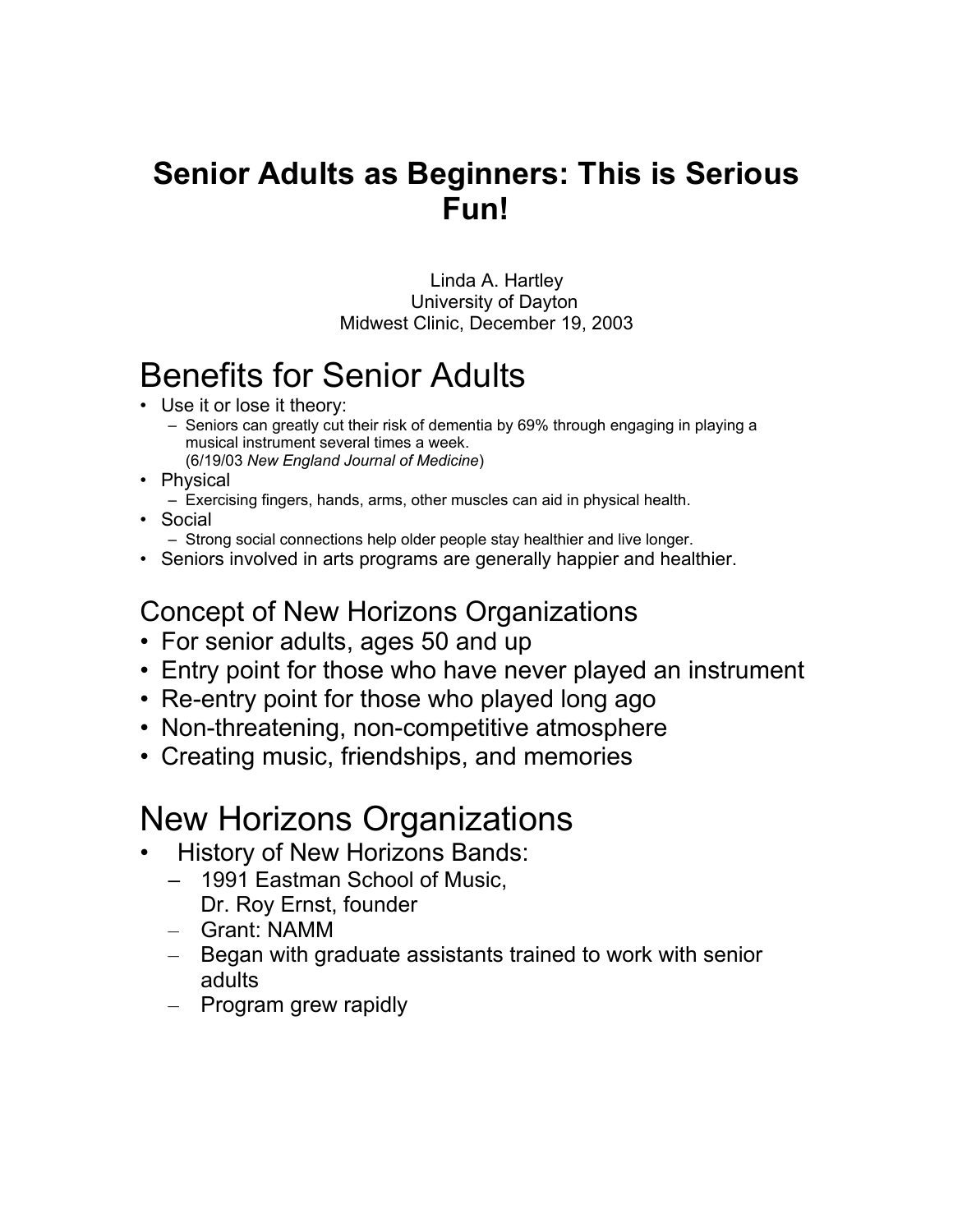# Senior Adults as Beginners: This is Serious Fun!

Linda A. Hartley
University of Dayton
Midwest Clinic, December 19, 2003

## Benefits for Senior Adults

- Use it or lose it theory:
  - Seniors can greatly cut their risk of dementia by 69% through engaging in playing a musical instrument several times a week. (6/19/03 *New England Journal of Medicine*)
- Physical
  - Exercising fingers, hands, arms, other muscles can aid in physical health.
- Social
  - Strong social connections help older people stay healthier and live longer.
- Seniors involved in arts programs are generally happier and healthier.

### Concept of New Horizons Organizations

- For senior adults, ages 50 and up
- Entry point for those who have never played an instrument
- Re-entry point for those who played long ago
- Non-threatening, non-competitive atmosphere
- Creating music, friendships, and memories

## New Horizons Organizations

- History of New Horizons Bands:
  - 1991 Eastman School of Music, Dr. Roy Ernst, founder
  - Grant: NAMM
  - Began with graduate assistants trained to work with senior adults
  - Program grew rapidly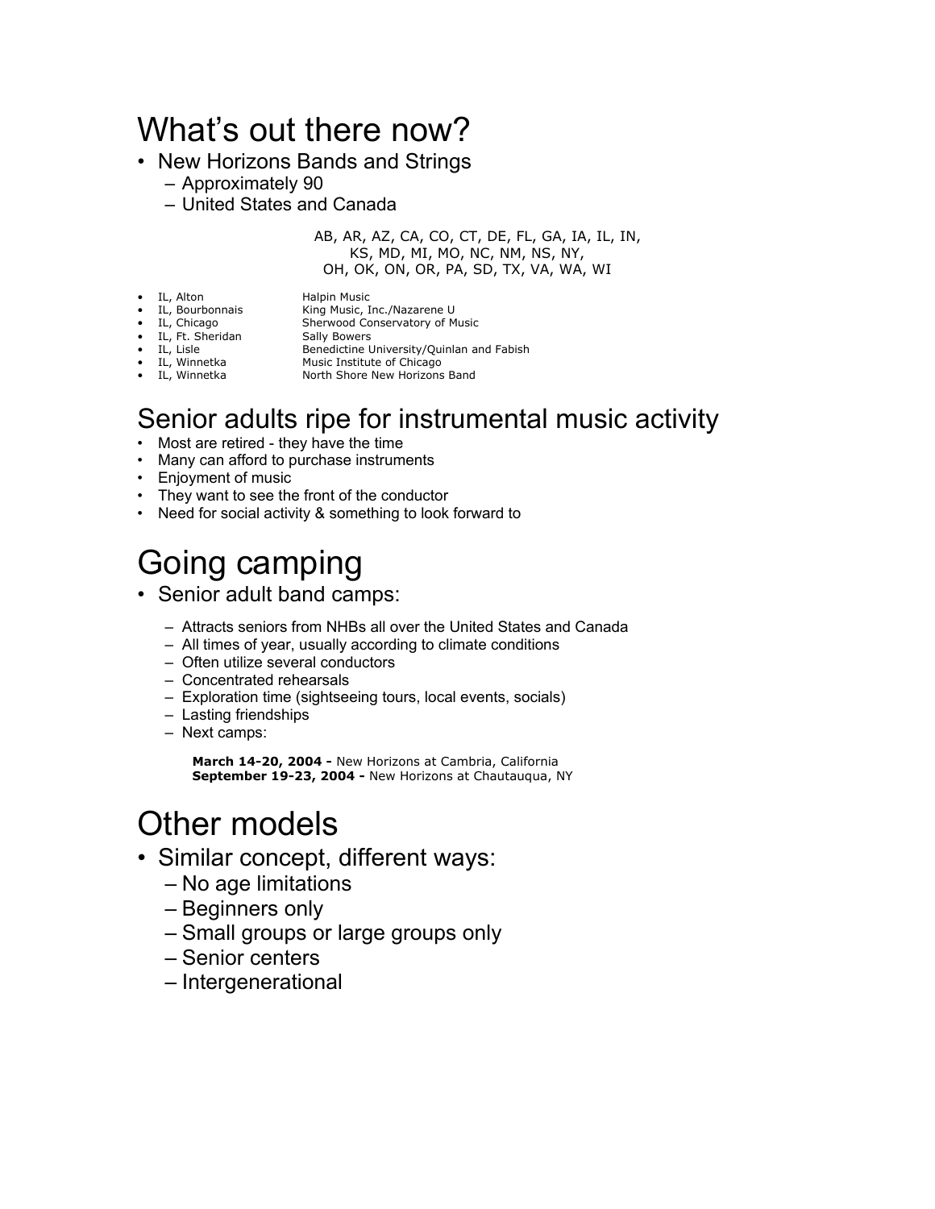# What's out there now?

- New Horizons Bands and Strings
  - Approximately 90
  - United States and Canada

AB, AR, AZ, CA, CO, CT, DE, FL, GA, IA, IL, IN, KS, MD, MI, MO, NC, NM, NS, NY, OH, OK, ON, OR, PA, SD, TX, VA, WA, WI

| | |
|---|---|
| • IL, Alton | Halpin Music |
| • IL, Bourbonnais | King Music, Inc./Nazarene U |
| • IL, Chicago | Sherwood Conservatory of Music |
| • IL, Ft. Sheridan | Sally Bowers |
| • IL, Lisle | Benedictine University/Quinlan and Fabish |
| • IL, Winnetka | Music Institute of Chicago |
| • IL, Winnetka | North Shore New Horizons Band |

## Senior adults ripe for instrumental music activity

- Most are retired - they have the time
- Many can afford to purchase instruments
- Enjoyment of music
- They want to see the front of the conductor
- Need for social activity & something to look forward to

# Going camping

- Senior adult band camps:
  - Attracts seniors from NHBs all over the United States and Canada
  - All times of year, usually according to climate conditions
  - Often utilize several conductors
  - Concentrated rehearsals
  - Exploration time (sightseeing tours, local events, socials)
  - Lasting friendships
  - Next camps:

    **March 14-20, 2004 -** New Horizons at Cambria, California
    **September 19-23, 2004 -** New Horizons at Chautauqua, NY

# Other models

- Similar concept, different ways:
  - No age limitations
  - Beginners only
  - Small groups or large groups only
  - Senior centers
  - Intergenerational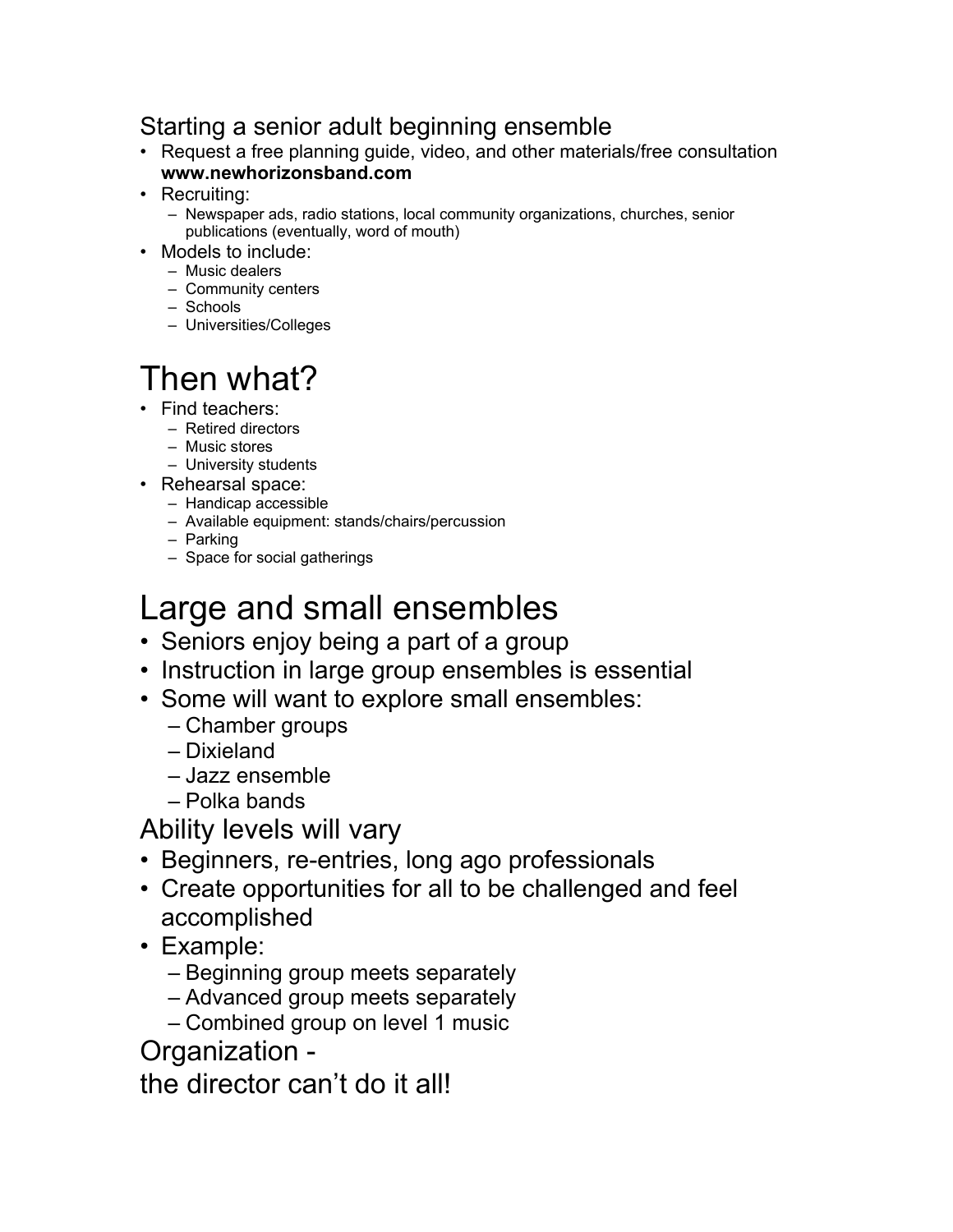## Starting a senior adult beginning ensemble

- Request a free planning guide, video, and other materials/free consultation **www.newhorizonsband.com**
- Recruiting:
  - Newspaper ads, radio stations, local community organizations, churches, senior publications (eventually, word of mouth)
- Models to include:
  - Music dealers
  - Community centers
  - Schools
  - Universities/Colleges

# Then what?

- Find teachers:
  - Retired directors
  - Music stores
  - University students
- Rehearsal space:
  - Handicap accessible
  - Available equipment: stands/chairs/percussion
  - Parking
  - Space for social gatherings

# Large and small ensembles

- Seniors enjoy being a part of a group
- Instruction in large group ensembles is essential
- Some will want to explore small ensembles:
  - Chamber groups
  - Dixieland
  - Jazz ensemble
  - Polka bands

## Ability levels will vary

- Beginners, re-entries, long ago professionals
- Create opportunities for all to be challenged and feel accomplished
- Example:
  - Beginning group meets separately
  - Advanced group meets separately
  - Combined group on level 1 music

## Organization - the director can't do it all!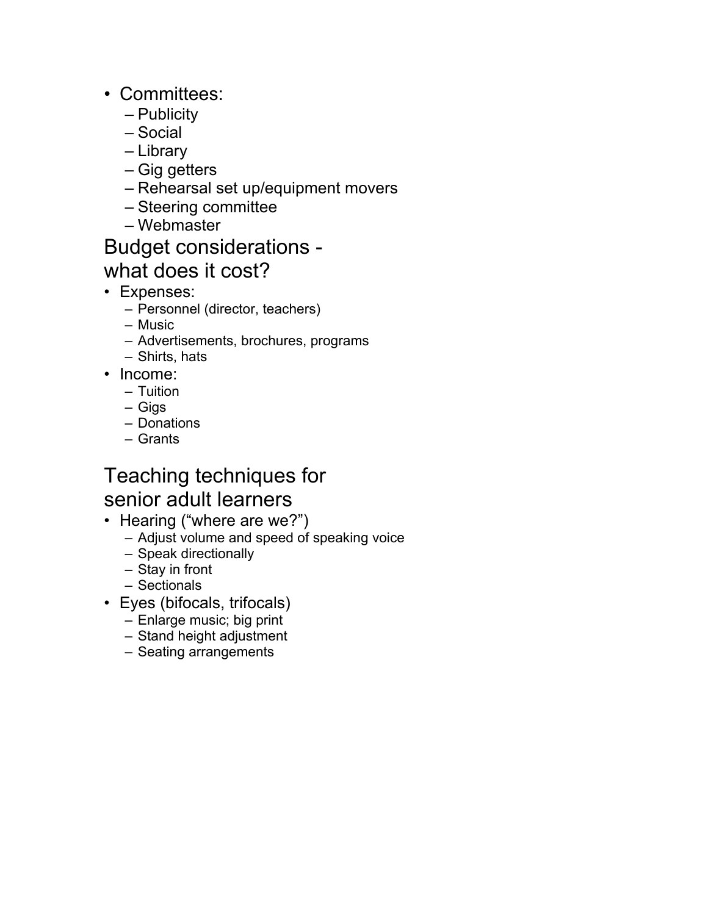- Committees:
  - Publicity
  - Social
  - Library
  - Gig getters
  - Rehearsal set up/equipment movers
  - Steering committee
  - Webmaster

## Budget considerations - what does it cost?

- Expenses:
  - Personnel (director, teachers)
  - Music
  - Advertisements, brochures, programs
  - Shirts, hats
- Income:
  - Tuition
  - Gigs
  - Donations
  - Grants

## Teaching techniques for senior adult learners

- Hearing ("where are we?")
  - Adjust volume and speed of speaking voice
  - Speak directionally
  - Stay in front
  - Sectionals
- Eyes (bifocals, trifocals)
  - Enlarge music; big print
  - Stand height adjustment
  - Seating arrangements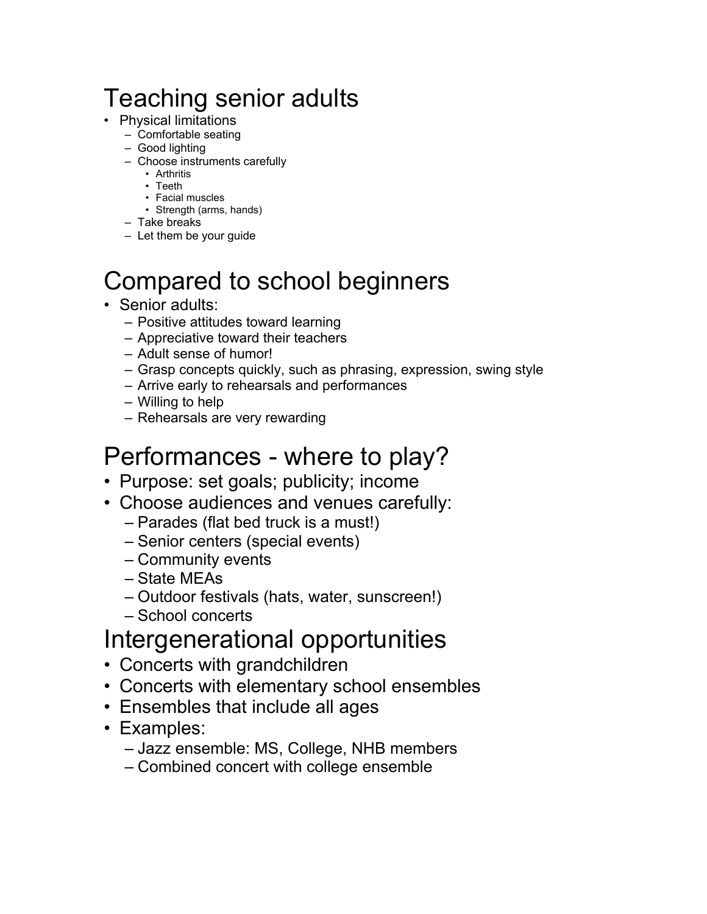# Teaching senior adults

- Physical limitations
  - Comfortable seating
  - Good lighting
  - Choose instruments carefully
    - Arthritis
    - Teeth
    - Facial muscles
    - Strength (arms, hands)
  - Take breaks
  - Let them be your guide

# Compared to school beginners

- Senior adults:
  - Positive attitudes toward learning
  - Appreciative toward their teachers
  - Adult sense of humor!
  - Grasp concepts quickly, such as phrasing, expression, swing style
  - Arrive early to rehearsals and performances
  - Willing to help
  - Rehearsals are very rewarding

# Performances - where to play?

- Purpose: set goals; publicity; income
- Choose audiences and venues carefully:
  - Parades (flat bed truck is a must!)
  - Senior centers (special events)
  - Community events
  - State MEAs
  - Outdoor festivals (hats, water, sunscreen!)
  - School concerts

# Intergenerational opportunities

- Concerts with grandchildren
- Concerts with elementary school ensembles
- Ensembles that include all ages
- Examples:
  - Jazz ensemble: MS, College, NHB members
  - Combined concert with college ensemble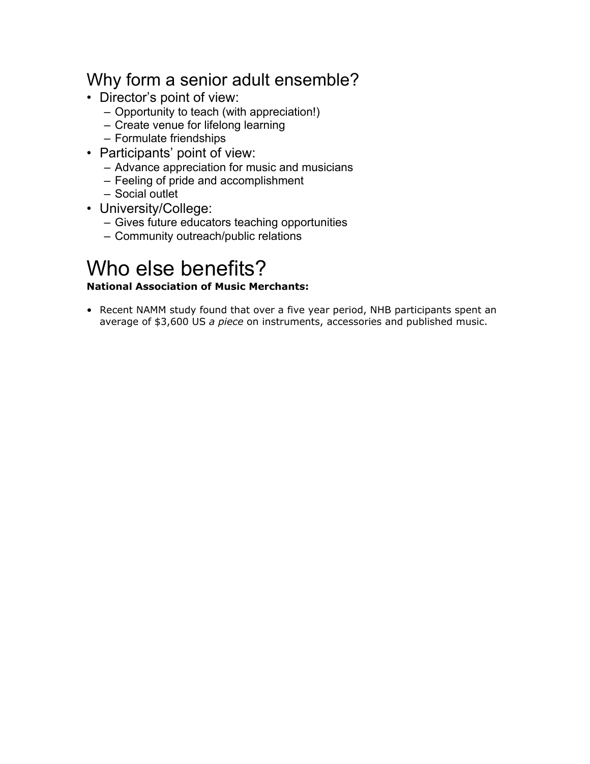## Why form a senior adult ensemble?

- Director's point of view:
  - Opportunity to teach (with appreciation!)
  - Create venue for lifelong learning
  - Formulate friendships
- Participants' point of view:
  - Advance appreciation for music and musicians
  - Feeling of pride and accomplishment
  - Social outlet
- University/College:
  - Gives future educators teaching opportunities
  - Community outreach/public relations

# Who else benefits?

**National Association of Music Merchants:**

- Recent NAMM study found that over a five year period, NHB participants spent an average of $3,600 US *a piece* on instruments, accessories and published music.